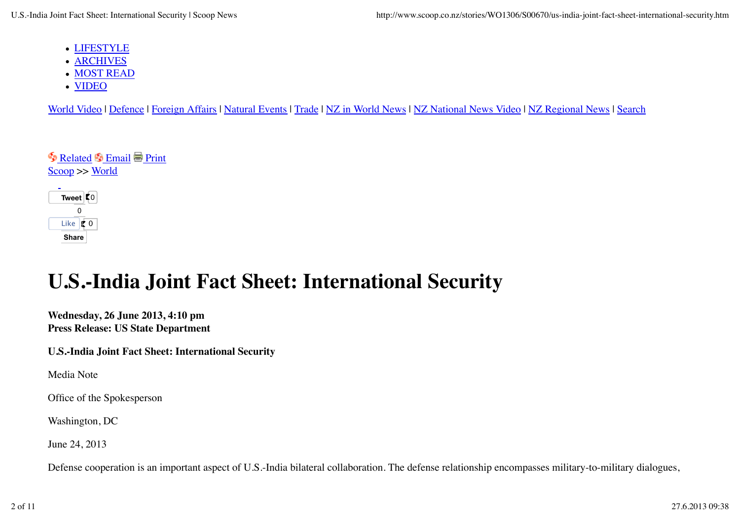- [LIFESTYLE]
- [ARCHIVES]
- [MOST READ]
- [VIDEO]

World Video | Defence | Foreign Affairs | Natural Events | Trade | NZ in World News | NZ National News Video | NZ Regional News | Search

Related Email Print

Scoop >> World

Tweet 0

0

Like 0

Share

# U.S.-India Joint Fact Sheet: International Security

**Wednesday, 26 June 2013, 4:10 pm**
**Press Release: US State Department**

**U.S.-India Joint Fact Sheet: International Security**

Media Note

Office of the Spokesperson

Washington, DC

June 24, 2013

Defense cooperation is an important aspect of U.S.-India bilateral collaboration. The defense relationship encompasses military-to-military dialogues,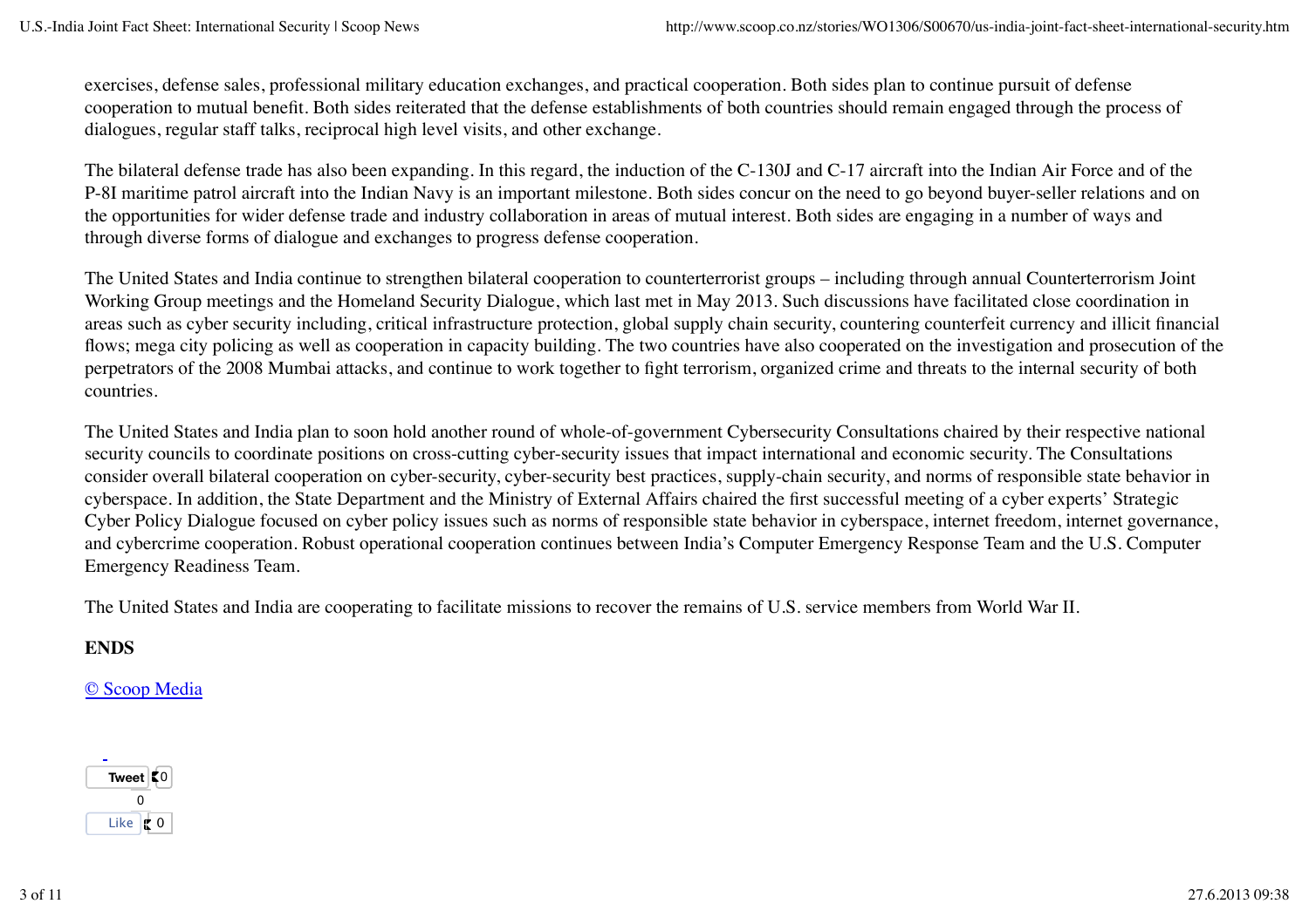exercises, defense sales, professional military education exchanges, and practical cooperation. Both sides plan to continue pursuit of defense cooperation to mutual benefit. Both sides reiterated that the defense establishments of both countries should remain engaged through the process of dialogues, regular staff talks, reciprocal high level visits, and other exchange.

The bilateral defense trade has also been expanding. In this regard, the induction of the C-130J and C-17 aircraft into the Indian Air Force and of the P-8I maritime patrol aircraft into the Indian Navy is an important milestone. Both sides concur on the need to go beyond buyer-seller relations and on the opportunities for wider defense trade and industry collaboration in areas of mutual interest. Both sides are engaging in a number of ways and through diverse forms of dialogue and exchanges to progress defense cooperation.

The United States and India continue to strengthen bilateral cooperation to counterterrorist groups – including through annual Counterterrorism Joint Working Group meetings and the Homeland Security Dialogue, which last met in May 2013. Such discussions have facilitated close coordination in areas such as cyber security including, critical infrastructure protection, global supply chain security, countering counterfeit currency and illicit financial flows; mega city policing as well as cooperation in capacity building. The two countries have also cooperated on the investigation and prosecution of the perpetrators of the 2008 Mumbai attacks, and continue to work together to fight terrorism, organized crime and threats to the internal security of both countries.

The United States and India plan to soon hold another round of whole-of-government Cybersecurity Consultations chaired by their respective national security councils to coordinate positions on cross-cutting cyber-security issues that impact international and economic security. The Consultations consider overall bilateral cooperation on cyber-security, cyber-security best practices, supply-chain security, and norms of responsible state behavior in cyberspace. In addition, the State Department and the Ministry of External Affairs chaired the first successful meeting of a cyber experts' Strategic Cyber Policy Dialogue focused on cyber policy issues such as norms of responsible state behavior in cyberspace, internet freedom, internet governance, and cybercrime cooperation. Robust operational cooperation continues between India's Computer Emergency Response Team and the U.S. Computer Emergency Readiness Team.

The United States and India are cooperating to facilitate missions to recover the remains of U.S. service members from World War II.

**ENDS**

© Scoop Media